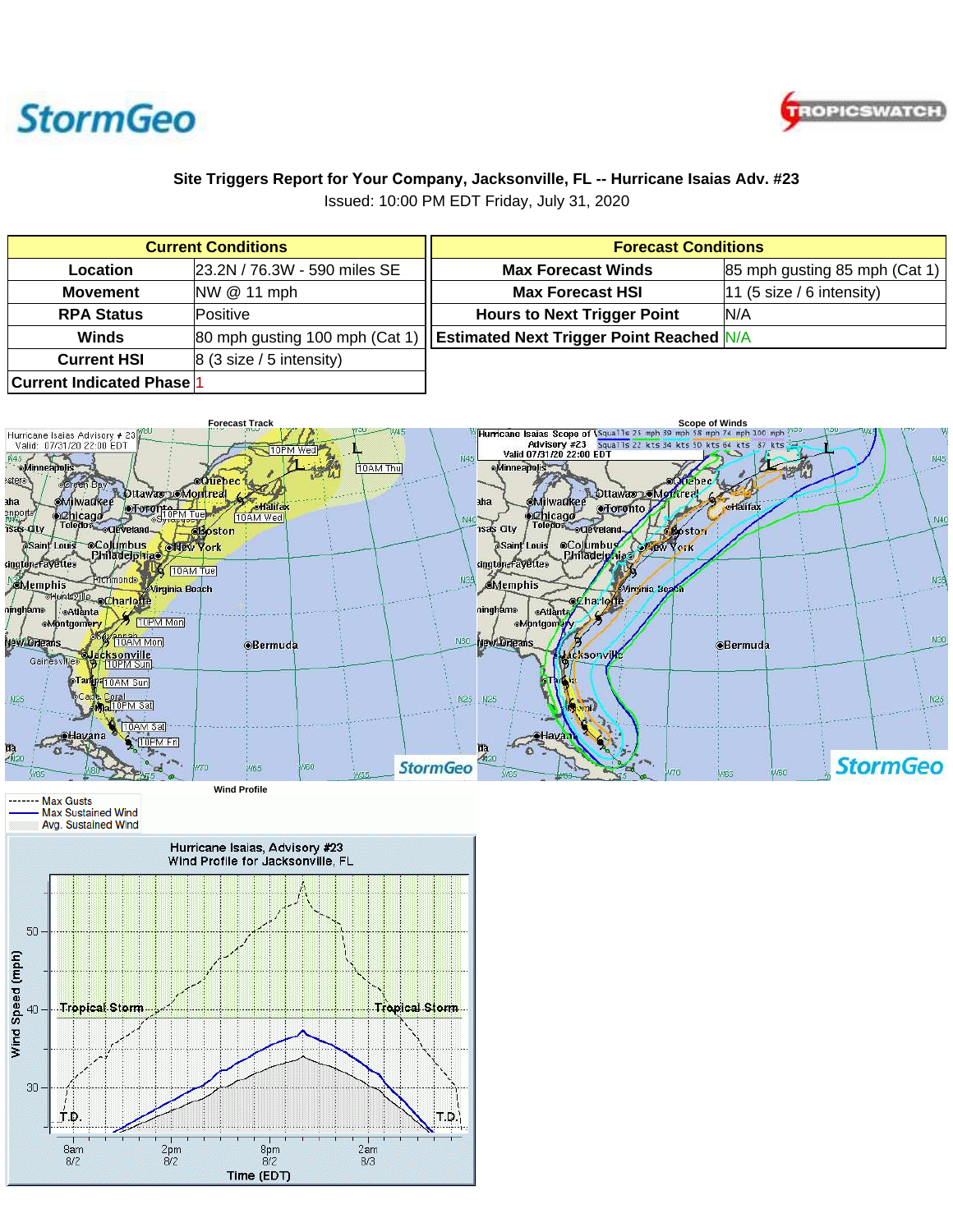StormGeo TROPICSWATCH

## Site Triggers Report for Your Company, Jacksonville, FL -- Hurricane Isaias Adv. #23

Issued: 10:00 PM EDT Friday, July 31, 2020

| Current Conditions | |
|---|---|
| Location | 23.2N / 76.3W - 590 miles SE |
| Movement | NW @ 11 mph |
| RPA Status | Positive |
| Winds | 80 mph gusting 100 mph (Cat 1) |
| Current HSI | 8 (3 size / 5 intensity) |
| Current Indicated Phase | 1 |

| Forecast Conditions | |
|---|---|
| Max Forecast Winds | 85 mph gusting 85 mph (Cat 1) |
| Max Forecast HSI | 11 (5 size / 6 intensity) |
| Hours to Next Trigger Point | N/A |
| Estimated Next Trigger Point Reached | N/A |

Forecast Track

Scope of Winds

Wind Profile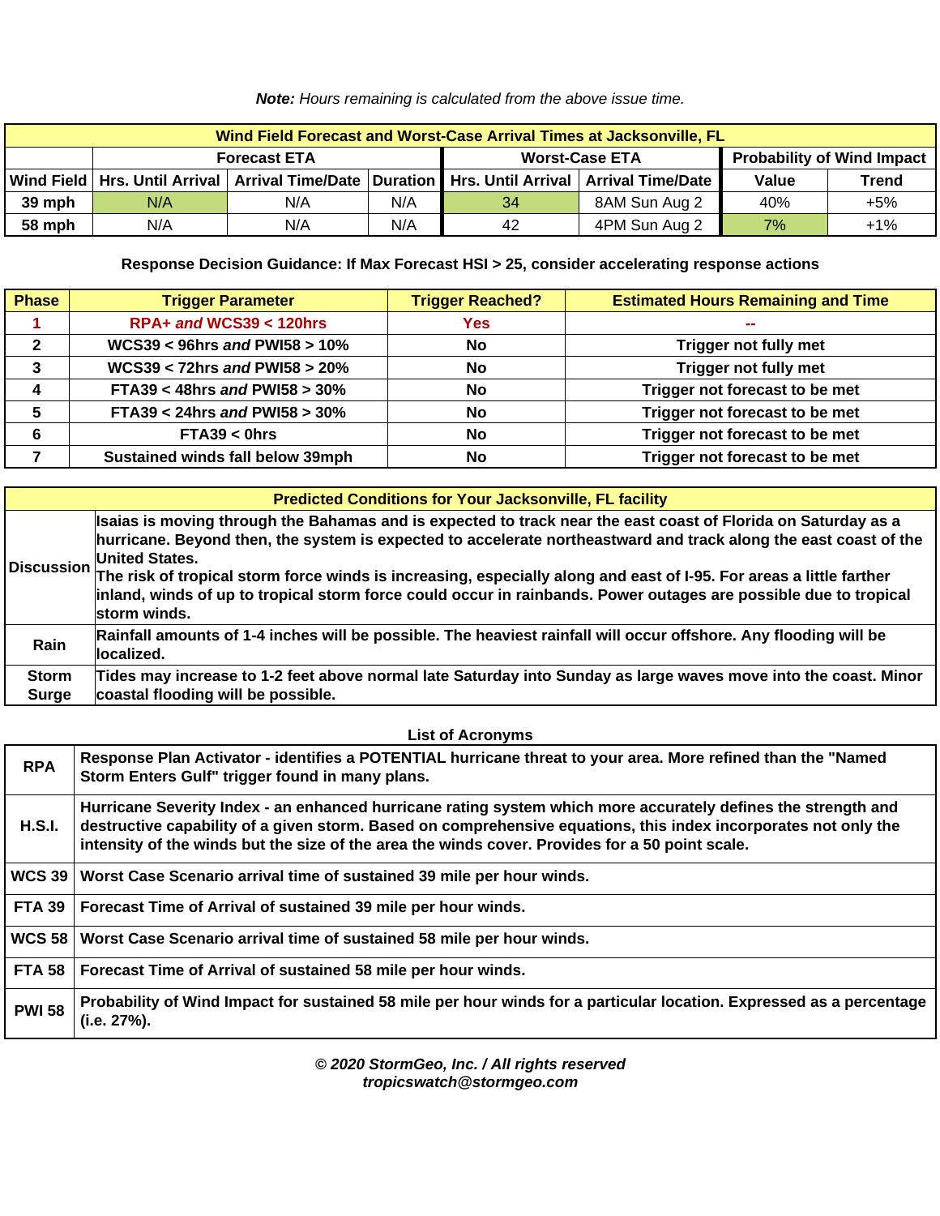***Note:*** *Hours remaining is calculated from the above issue time.*

| Wind Field Forecast and Worst-Case Arrival Times at Jacksonville, FL | | | | | | | |
|---|---|---|---|---|---|---|---|
| | Forecast ETA | | | Worst-Case ETA | | Probability of Wind Impact | |
| Wind Field | Hrs. Until Arrival | Arrival Time/Date | Duration | Hrs. Until Arrival | Arrival Time/Date | Value | Trend |
| 39 mph | N/A | N/A | N/A | 34 | 8AM Sun Aug 2 | 40% | +5% |
| 58 mph | N/A | N/A | N/A | 42 | 4PM Sun Aug 2 | 7% | +1% |

**Response Decision Guidance: If Max Forecast HSI > 25, consider accelerating response actions**

| Phase | Trigger Parameter | Trigger Reached? | Estimated Hours Remaining and Time |
|---|---|---|---|
| 1 | RPA+ *and* WCS39 < 120hrs | Yes | -- |
| 2 | WCS39 < 96hrs *and* PWI58 > 10% | No | Trigger not fully met |
| 3 | WCS39 < 72hrs *and* PWI58 > 20% | No | Trigger not fully met |
| 4 | FTA39 < 48hrs *and* PWI58 > 30% | No | Trigger not forecast to be met |
| 5 | FTA39 < 24hrs *and* PWI58 > 30% | No | Trigger not forecast to be met |
| 6 | FTA39 < 0hrs | No | Trigger not forecast to be met |
| 7 | Sustained winds fall below 39mph | No | Trigger not forecast to be met |

| Predicted Conditions for Your Jacksonville, FL facility | |
|---|---|
| Discussion | Isaias is moving through the Bahamas and is expected to track near the east coast of Florida on Saturday as a hurricane. Beyond then, the system is expected to accelerate northeastward and track along the east coast of the United States.<br>The risk of tropical storm force winds is increasing, especially along and east of I-95. For areas a little farther inland, winds of up to tropical storm force could occur in rainbands. Power outages are possible due to tropical storm winds. |
| Rain | Rainfall amounts of 1-4 inches will be possible. The heaviest rainfall will occur offshore. Any flooding will be localized. |
| Storm Surge | Tides may increase to 1-2 feet above normal late Saturday into Sunday as large waves move into the coast. Minor coastal flooding will be possible. |

**List of Acronyms**

| | |
|---|---|
| RPA | Response Plan Activator - identifies a POTENTIAL hurricane threat to your area. More refined than the "Named Storm Enters Gulf" trigger found in many plans. |
| H.S.I. | Hurricane Severity Index - an enhanced hurricane rating system which more accurately defines the strength and destructive capability of a given storm. Based on comprehensive equations, this index incorporates not only the intensity of the winds but the size of the area the winds cover. Provides for a 50 point scale. |
| WCS 39 | Worst Case Scenario arrival time of sustained 39 mile per hour winds. |
| FTA 39 | Forecast Time of Arrival of sustained 39 mile per hour winds. |
| WCS 58 | Worst Case Scenario arrival time of sustained 58 mile per hour winds. |
| FTA 58 | Forecast Time of Arrival of sustained 58 mile per hour winds. |
| PWI 58 | Probability of Wind Impact for sustained 58 mile per hour winds for a particular location. Expressed as a percentage (i.e. 27%). |

***© 2020 StormGeo, Inc. / All rights reserved***
***tropicswatch@stormgeo.com***